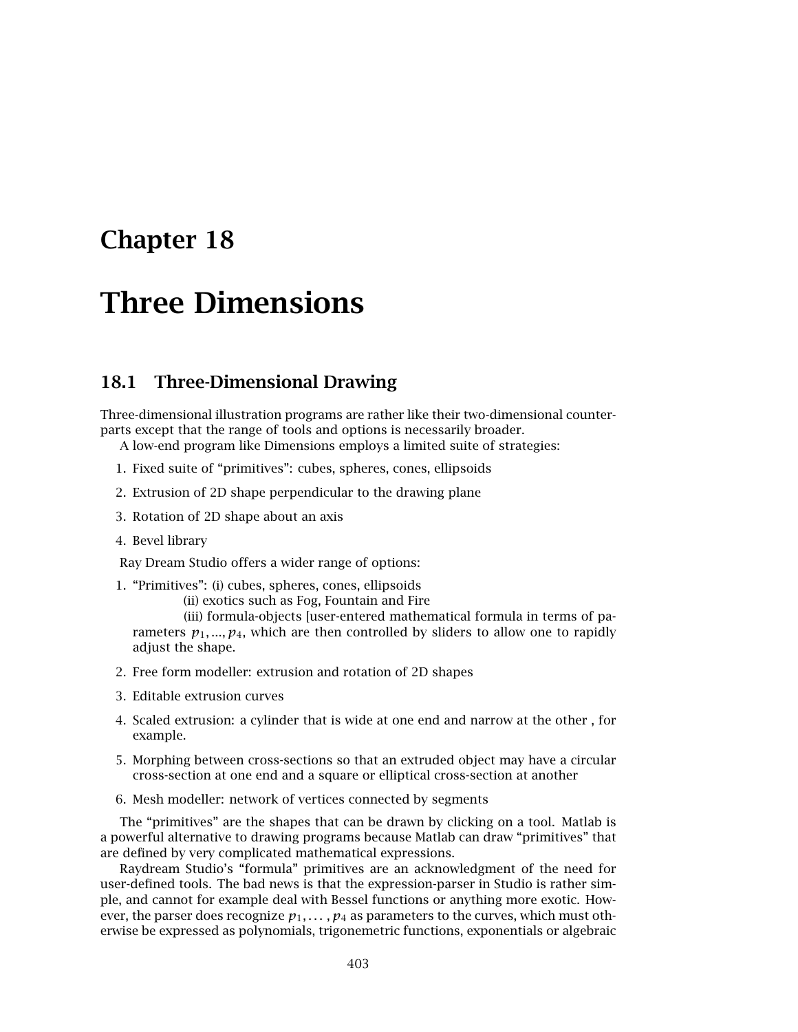# Chapter 18

# Three Dimensions

## 18.1 Three-Dimensional Drawing

Three-dimensional illustration programs are rather like their two-dimensional counterparts except that the range of tools and options is necessarily broader.

A low-end program like Dimensions employs a limited suite of strategies:

1. Fixed suite of "primitives": cubes, spheres, cones, ellipsoids
2. Extrusion of 2D shape perpendicular to the drawing plane
3. Rotation of 2D shape about an axis
4. Bevel library

Ray Dream Studio offers a wider range of options:

1. "Primitives": (i) cubes, spheres, cones, ellipsoids
   (ii) exotics such as Fog, Fountain and Fire
   (iii) formula-objects [user-entered mathematical formula in terms of parameters $p_1, ..., p_4$, which are then controlled by sliders to allow one to rapidly adjust the shape.
2. Free form modeller: extrusion and rotation of 2D shapes
3. Editable extrusion curves
4. Scaled extrusion: a cylinder that is wide at one end and narrow at the other , for example.
5. Morphing between cross-sections so that an extruded object may have a circular cross-section at one end and a square or elliptical cross-section at another
6. Mesh modeller: network of vertices connected by segments

The "primitives" are the shapes that can be drawn by clicking on a tool. Matlab is a powerful alternative to drawing programs because Matlab can draw "primitives" that are defined by very complicated mathematical expressions.

Raydream Studio's "formula" primitives are an acknowledgment of the need for user-defined tools. The bad news is that the expression-parser in Studio is rather simple, and cannot for example deal with Bessel functions or anything more exotic. However, the parser does recognize $p_1, \ldots, p_4$ as parameters to the curves, which must otherwise be expressed as polynomials, trigonemetric functions, exponentials or algebraic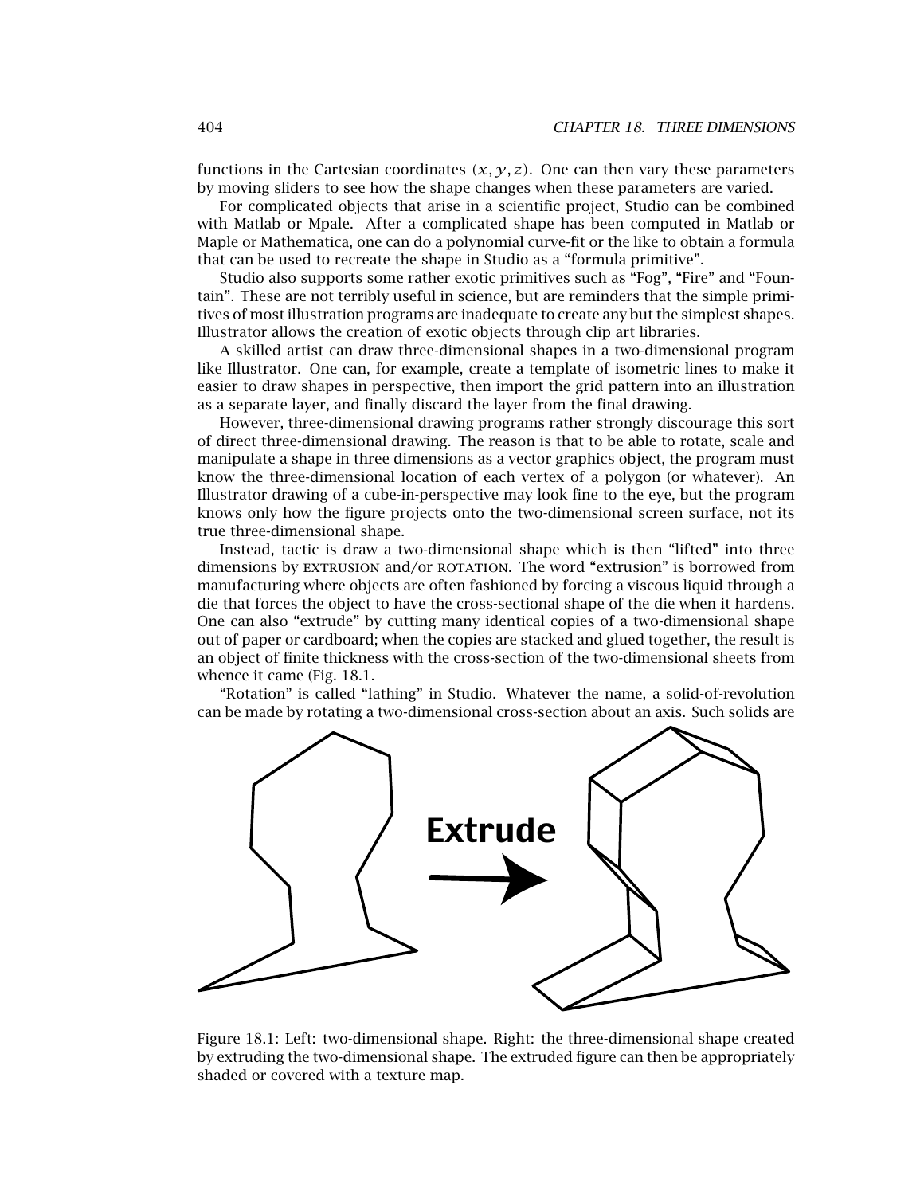functions in the Cartesian coordinates $(x, y, z)$. One can then vary these parameters by moving sliders to see how the shape changes when these parameters are varied.

For complicated objects that arise in a scientific project, Studio can be combined with Matlab or Mpale. After a complicated shape has been computed in Matlab or Maple or Mathematica, one can do a polynomial curve-fit or the like to obtain a formula that can be used to recreate the shape in Studio as a "formula primitive".

Studio also supports some rather exotic primitives such as "Fog", "Fire" and "Fountain". These are not terribly useful in science, but are reminders that the simple primitives of most illustration programs are inadequate to create any but the simplest shapes. Illustrator allows the creation of exotic objects through clip art libraries.

A skilled artist can draw three-dimensional shapes in a two-dimensional program like Illustrator. One can, for example, create a template of isometric lines to make it easier to draw shapes in perspective, then import the grid pattern into an illustration as a separate layer, and finally discard the layer from the final drawing.

However, three-dimensional drawing programs rather strongly discourage this sort of direct three-dimensional drawing. The reason is that to be able to rotate, scale and manipulate a shape in three dimensions as a vector graphics object, the program must know the three-dimensional location of each vertex of a polygon (or whatever). An Illustrator drawing of a cube-in-perspective may look fine to the eye, but the program knows only how the figure projects onto the two-dimensional screen surface, not its true three-dimensional shape.

Instead, tactic is draw a two-dimensional shape which is then "lifted" into three dimensions by EXTRUSION and/or ROTATION. The word "extrusion" is borrowed from manufacturing where objects are often fashioned by forcing a viscous liquid through a die that forces the object to have the cross-sectional shape of the die when it hardens. One can also "extrude" by cutting many identical copies of a two-dimensional shape out of paper or cardboard; when the copies are stacked and glued together, the result is an object of finite thickness with the cross-section of the two-dimensional sheets from whence it came (Fig. 18.1.

"Rotation" is called "lathing" in Studio. Whatever the name, a solid-of-revolution can be made by rotating a two-dimensional cross-section about an axis. Such solids are

Figure 18.1: Left: two-dimensional shape. Right: the three-dimensional shape created by extruding the two-dimensional shape. The extruded figure can then be appropriately shaded or covered with a texture map.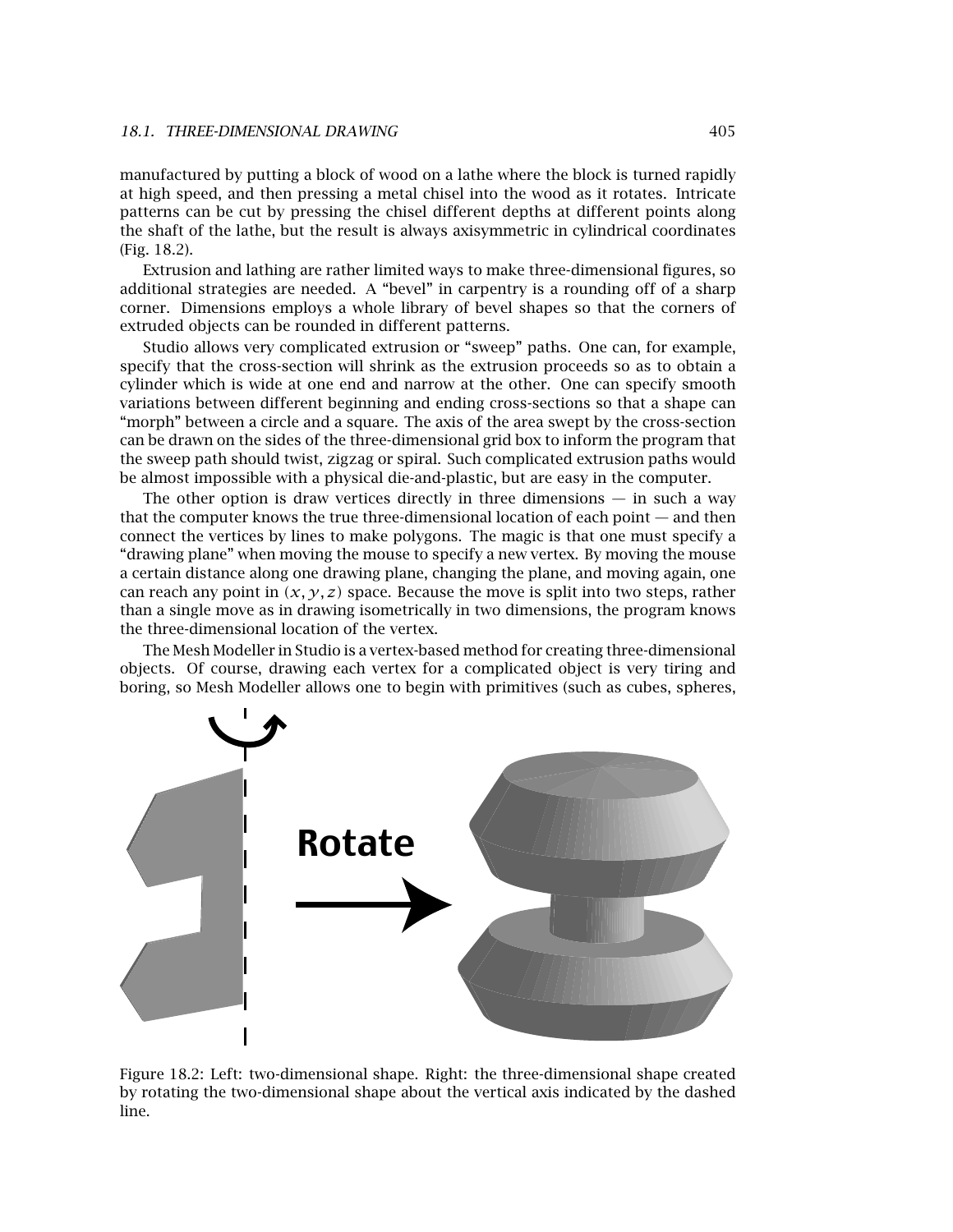manufactured by putting a block of wood on a lathe where the block is turned rapidly at high speed, and then pressing a metal chisel into the wood as it rotates. Intricate patterns can be cut by pressing the chisel different depths at different points along the shaft of the lathe, but the result is always axisymmetric in cylindrical coordinates (Fig. 18.2).

Extrusion and lathing are rather limited ways to make three-dimensional figures, so additional strategies are needed. A "bevel" in carpentry is a rounding off of a sharp corner. Dimensions employs a whole library of bevel shapes so that the corners of extruded objects can be rounded in different patterns.

Studio allows very complicated extrusion or "sweep" paths. One can, for example, specify that the cross-section will shrink as the extrusion proceeds so as to obtain a cylinder which is wide at one end and narrow at the other. One can specify smooth variations between different beginning and ending cross-sections so that a shape can "morph" between a circle and a square. The axis of the area swept by the cross-section can be drawn on the sides of the three-dimensional grid box to inform the program that the sweep path should twist, zigzag or spiral. Such complicated extrusion paths would be almost impossible with a physical die-and-plastic, but are easy in the computer.

The other option is draw vertices directly in three dimensions — in such a way that the computer knows the true three-dimensional location of each point — and then connect the vertices by lines to make polygons. The magic is that one must specify a "drawing plane" when moving the mouse to specify a new vertex. By moving the mouse a certain distance along one drawing plane, changing the plane, and moving again, one can reach any point in $(x, y, z)$ space. Because the move is split into two steps, rather than a single move as in drawing isometrically in two dimensions, the program knows the three-dimensional location of the vertex.

The Mesh Modeller in Studio is a vertex-based method for creating three-dimensional objects. Of course, drawing each vertex for a complicated object is very tiring and boring, so Mesh Modeller allows one to begin with primitives (such as cubes, spheres,

Figure 18.2: Left: two-dimensional shape. Right: the three-dimensional shape created by rotating the two-dimensional shape about the vertical axis indicated by the dashed line.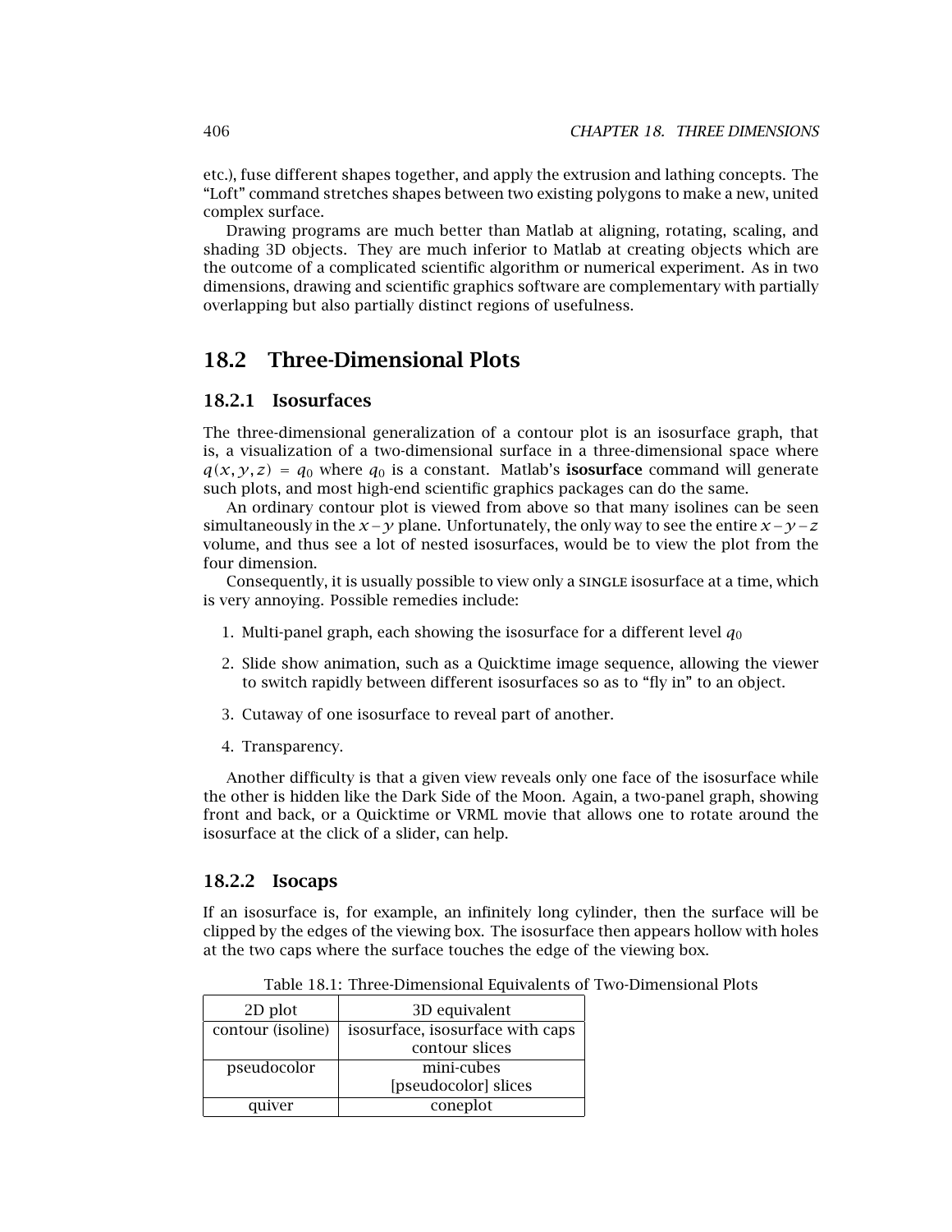etc.), fuse different shapes together, and apply the extrusion and lathing concepts. The "Loft" command stretches shapes between two existing polygons to make a new, united complex surface.

Drawing programs are much better than Matlab at aligning, rotating, scaling, and shading 3D objects. They are much inferior to Matlab at creating objects which are the outcome of a complicated scientific algorithm or numerical experiment. As in two dimensions, drawing and scientific graphics software are complementary with partially overlapping but also partially distinct regions of usefulness.

## 18.2 Three-Dimensional Plots

### 18.2.1 Isosurfaces

The three-dimensional generalization of a contour plot is an isosurface graph, that is, a visualization of a two-dimensional surface in a three-dimensional space where $q(x, y, z) = q_0$ where $q_0$ is a constant. Matlab's **isosurface** command will generate such plots, and most high-end scientific graphics packages can do the same.

An ordinary contour plot is viewed from above so that many isolines can be seen simultaneously in the $x-y$ plane. Unfortunately, the only way to see the entire $x-y-z$ volume, and thus see a lot of nested isosurfaces, would be to view the plot from the four dimension.

Consequently, it is usually possible to view only a SINGLE isosurface at a time, which is very annoying. Possible remedies include:

1. Multi-panel graph, each showing the isosurface for a different level $q_0$
2. Slide show animation, such as a Quicktime image sequence, allowing the viewer to switch rapidly between different isosurfaces so as to "fly in" to an object.
3. Cutaway of one isosurface to reveal part of another.
4. Transparency.

Another difficulty is that a given view reveals only one face of the isosurface while the other is hidden like the Dark Side of the Moon. Again, a two-panel graph, showing front and back, or a Quicktime or VRML movie that allows one to rotate around the isosurface at the click of a slider, can help.

### 18.2.2 Isocaps

If an isosurface is, for example, an infinitely long cylinder, then the surface will be clipped by the edges of the viewing box. The isosurface then appears hollow with holes at the two caps where the surface touches the edge of the viewing box.

Table 18.1: Three-Dimensional Equivalents of Two-Dimensional Plots

| 2D plot | 3D equivalent |
|---|---|
| contour (isoline) | isosurface, isosurface with caps<br>contour slices |
| pseudocolor | mini-cubes<br>[pseudocolor] slices |
| quiver | coneplot |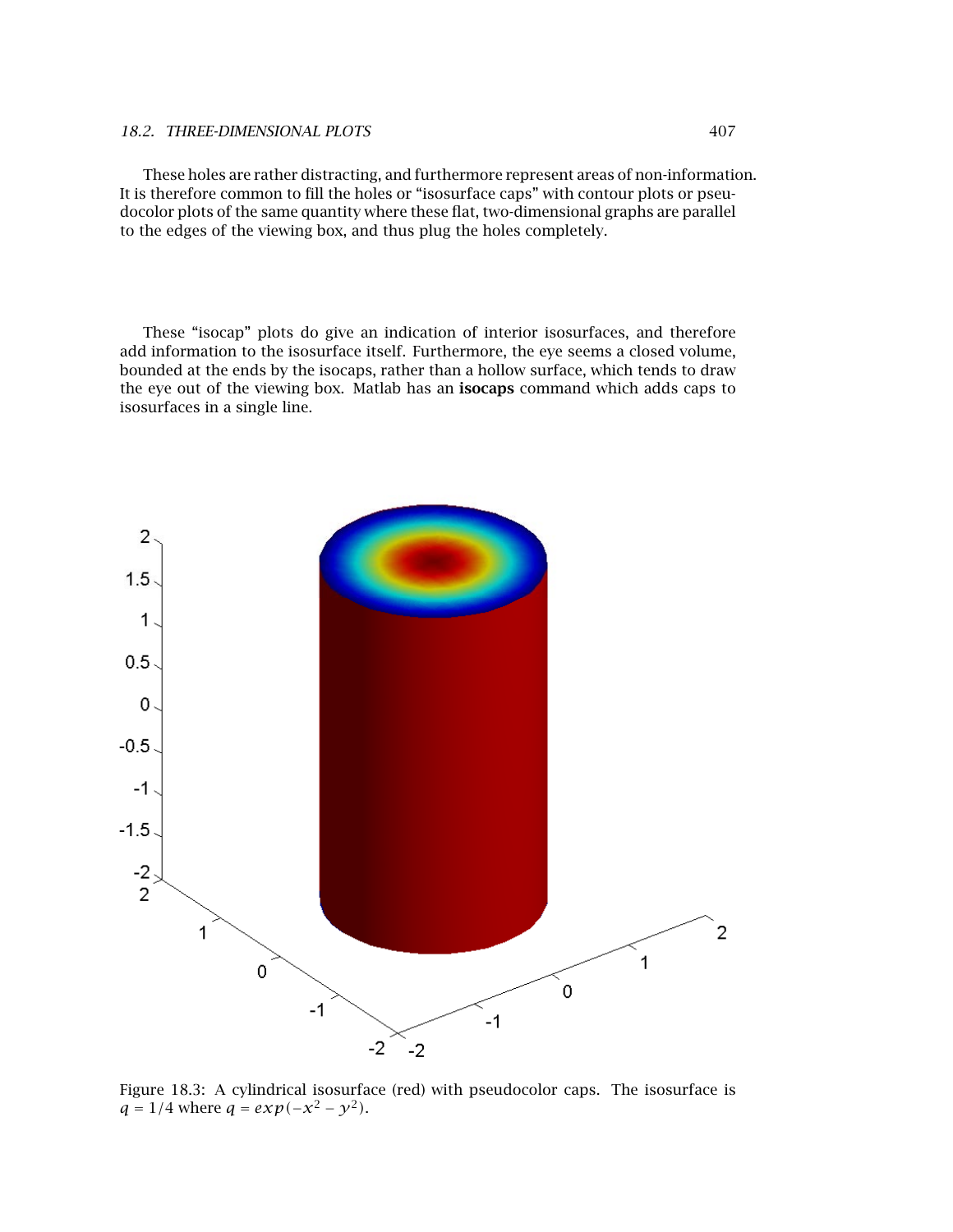These holes are rather distracting, and furthermore represent areas of non-information. It is therefore common to fill the holes or “isosurface caps” with contour plots or pseudocolor plots of the same quantity where these flat, two-dimensional graphs are parallel to the edges of the viewing box, and thus plug the holes completely.

These “isocap” plots do give an indication of interior isosurfaces, and therefore add information to the isosurface itself. Furthermore, the eye seems a closed volume, bounded at the ends by the isocaps, rather than a hollow surface, which tends to draw the eye out of the viewing box. Matlab has an **isocaps** command which adds caps to isosurfaces in a single line.

Figure 18.3: A cylindrical isosurface (red) with pseudocolor caps. The isosurface is $q = 1/4$ where $q = exp(-x^2 - y^2)$.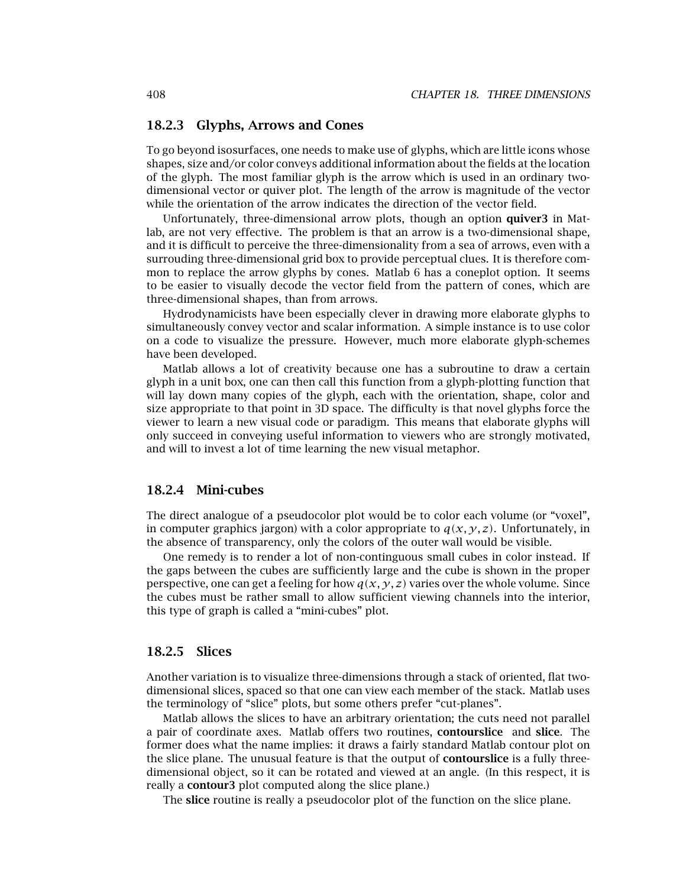### 18.2.3 Glyphs, Arrows and Cones

To go beyond isosurfaces, one needs to make use of glyphs, which are little icons whose shapes, size and/or color conveys additional information about the fields at the location of the glyph. The most familiar glyph is the arrow which is used in an ordinary two-dimensional vector or quiver plot. The length of the arrow is magnitude of the vector while the orientation of the arrow indicates the direction of the vector field.

Unfortunately, three-dimensional arrow plots, though an option **quiver3** in Matlab, are not very effective. The problem is that an arrow is a two-dimensional shape, and it is difficult to perceive the three-dimensionality from a sea of arrows, even with a surrouding three-dimensional grid box to provide perceptual clues. It is therefore common to replace the arrow glyphs by cones. Matlab 6 has a coneplot option. It seems to be easier to visually decode the vector field from the pattern of cones, which are three-dimensional shapes, than from arrows.

Hydrodynamicists have been especially clever in drawing more elaborate glyphs to simultaneously convey vector and scalar information. A simple instance is to use color on a code to visualize the pressure. However, much more elaborate glyph-schemes have been developed.

Matlab allows a lot of creativity because one has a subroutine to draw a certain glyph in a unit box, one can then call this function from a glyph-plotting function that will lay down many copies of the glyph, each with the orientation, shape, color and size appropriate to that point in 3D space. The difficulty is that novel glyphs force the viewer to learn a new visual code or paradigm. This means that elaborate glyphs will only succeed in conveying useful information to viewers who are strongly motivated, and will to invest a lot of time learning the new visual metaphor.

### 18.2.4 Mini-cubes

The direct analogue of a pseudocolor plot would be to color each volume (or "voxel", in computer graphics jargon) with a color appropriate to $q(x, y, z)$. Unfortunately, in the absence of transparency, only the colors of the outer wall would be visible.

One remedy is to render a lot of non-continguous small cubes in color instead. If the gaps between the cubes are sufficiently large and the cube is shown in the proper perspective, one can get a feeling for how $q(x, y, z)$ varies over the whole volume. Since the cubes must be rather small to allow sufficient viewing channels into the interior, this type of graph is called a "mini-cubes" plot.

### 18.2.5 Slices

Another variation is to visualize three-dimensions through a stack of oriented, flat two-dimensional slices, spaced so that one can view each member of the stack. Matlab uses the terminology of "slice" plots, but some others prefer "cut-planes".

Matlab allows the slices to have an arbitrary orientation; the cuts need not parallel a pair of coordinate axes. Matlab offers two routines, **contourslice** and **slice**. The former does what the name implies: it draws a fairly standard Matlab contour plot on the slice plane. The unusual feature is that the output of **contourslice** is a fully three-dimensional object, so it can be rotated and viewed at an angle. (In this respect, it is really a **contour3** plot computed along the slice plane.)

The **slice** routine is really a pseudocolor plot of the function on the slice plane.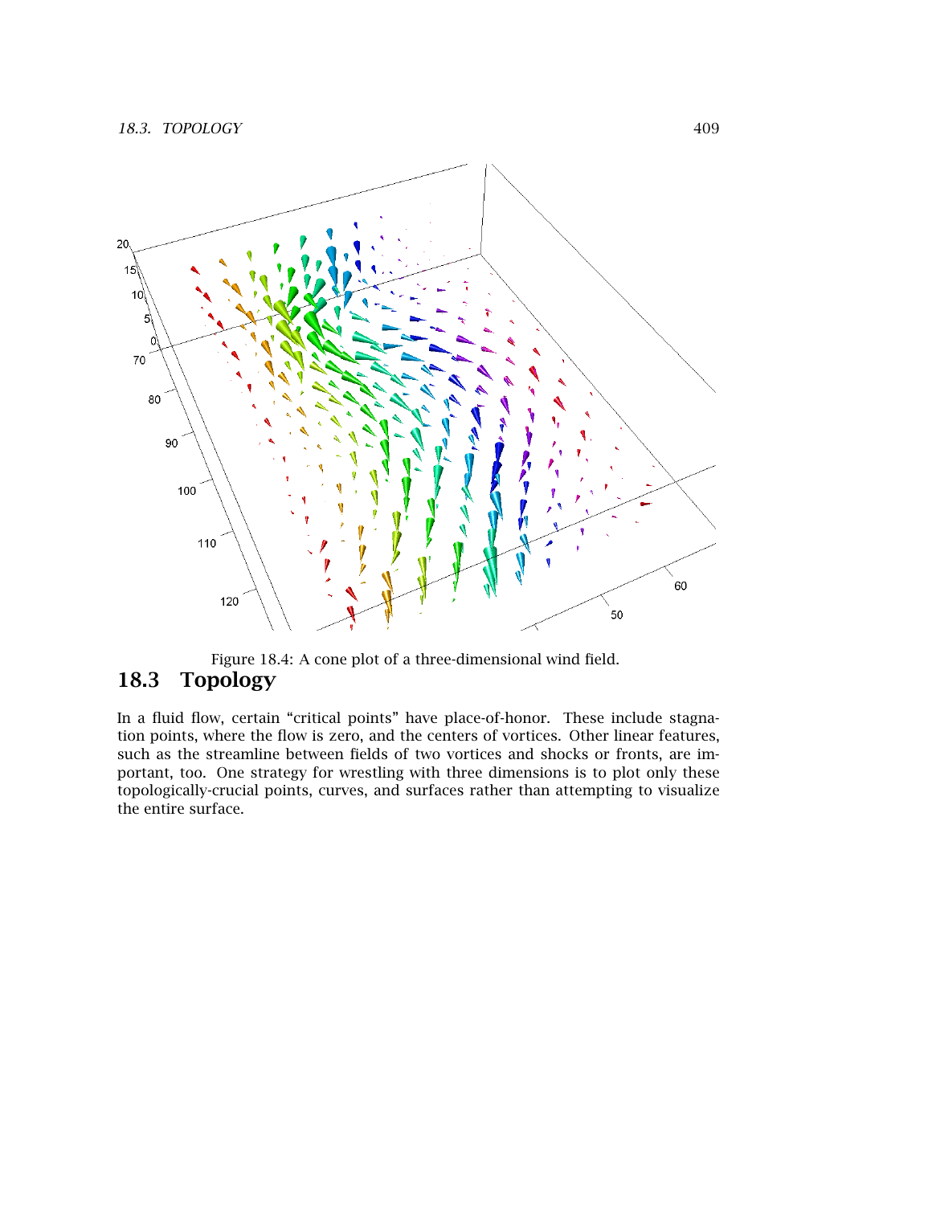Figure 18.4: A cone plot of a three-dimensional wind field.

## 18.3 Topology

In a fluid flow, certain "critical points" have place-of-honor. These include stagnation points, where the flow is zero, and the centers of vortices. Other linear features, such as the streamline between fields of two vortices and shocks or fronts, are important, too. One strategy for wrestling with three dimensions is to plot only these topologically-crucial points, curves, and surfaces rather than attempting to visualize the entire surface.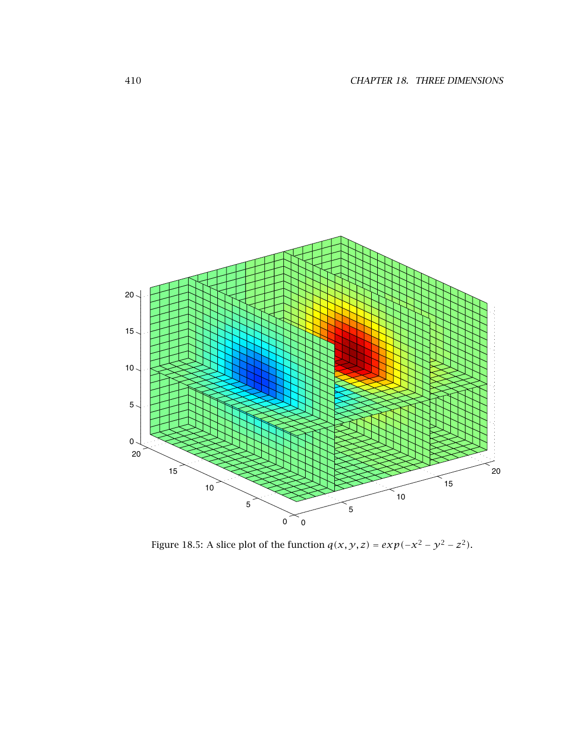20

15

10

5

0

20

15

10

5

0

0

5

10

15

20

Figure 18.5: A slice plot of the function $q(x,y,z) = exp(-x^2 - y^2 - z^2)$.